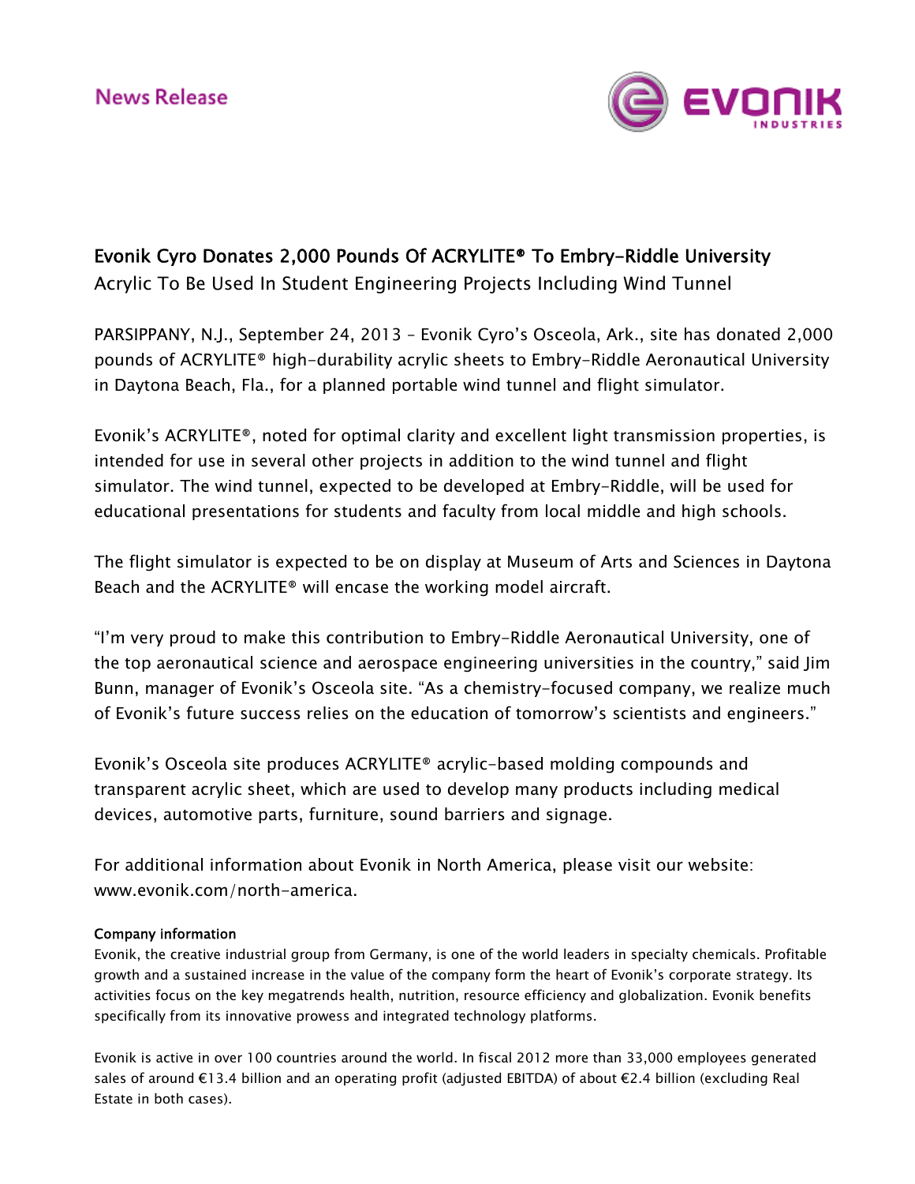News Release

# Evonik Cyro Donates 2,000 Pounds Of ACRYLITE® To Embry-Riddle University

Acrylic To Be Used In Student Engineering Projects Including Wind Tunnel

PARSIPPANY, N.J., September 24, 2013 – Evonik Cyro's Osceola, Ark., site has donated 2,000 pounds of ACRYLITE® high-durability acrylic sheets to Embry-Riddle Aeronautical University in Daytona Beach, Fla., for a planned portable wind tunnel and flight simulator.

Evonik's ACRYLITE®, noted for optimal clarity and excellent light transmission properties, is intended for use in several other projects in addition to the wind tunnel and flight simulator. The wind tunnel, expected to be developed at Embry-Riddle, will be used for educational presentations for students and faculty from local middle and high schools.

The flight simulator is expected to be on display at Museum of Arts and Sciences in Daytona Beach and the ACRYLITE® will encase the working model aircraft.

"I'm very proud to make this contribution to Embry-Riddle Aeronautical University, one of the top aeronautical science and aerospace engineering universities in the country," said Jim Bunn, manager of Evonik's Osceola site. "As a chemistry-focused company, we realize much of Evonik's future success relies on the education of tomorrow's scientists and engineers."

Evonik's Osceola site produces ACRYLITE® acrylic-based molding compounds and transparent acrylic sheet, which are used to develop many products including medical devices, automotive parts, furniture, sound barriers and signage.

For additional information about Evonik in North America, please visit our website: www.evonik.com/north-america.

**Company information**

Evonik, the creative industrial group from Germany, is one of the world leaders in specialty chemicals. Profitable growth and a sustained increase in the value of the company form the heart of Evonik's corporate strategy. Its activities focus on the key megatrends health, nutrition, resource efficiency and globalization. Evonik benefits specifically from its innovative prowess and integrated technology platforms.

Evonik is active in over 100 countries around the world. In fiscal 2012 more than 33,000 employees generated sales of around €13.4 billion and an operating profit (adjusted EBITDA) of about €2.4 billion (excluding Real Estate in both cases).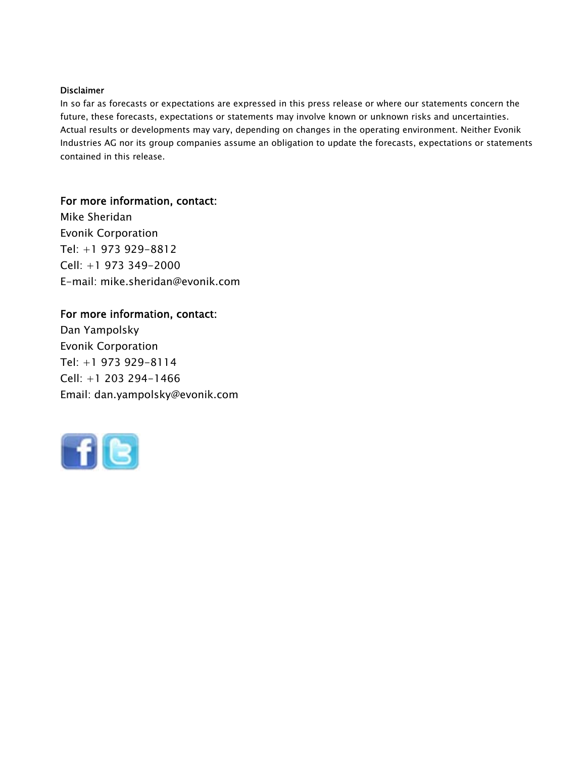**Disclaimer**

In so far as forecasts or expectations are expressed in this press release or where our statements concern the future, these forecasts, expectations or statements may involve known or unknown risks and uncertainties. Actual results or developments may vary, depending on changes in the operating environment. Neither Evonik Industries AG nor its group companies assume an obligation to update the forecasts, expectations or statements contained in this release.

**For more information, contact:**

Mike Sheridan
Evonik Corporation
Tel: +1 973 929-8812
Cell: +1 973 349-2000
E-mail: mike.sheridan@evonik.com

**For more information, contact:**

Dan Yampolsky
Evonik Corporation
Tel: +1 973 929-8114
Cell: +1 203 294-1466
Email: dan.yampolsky@evonik.com